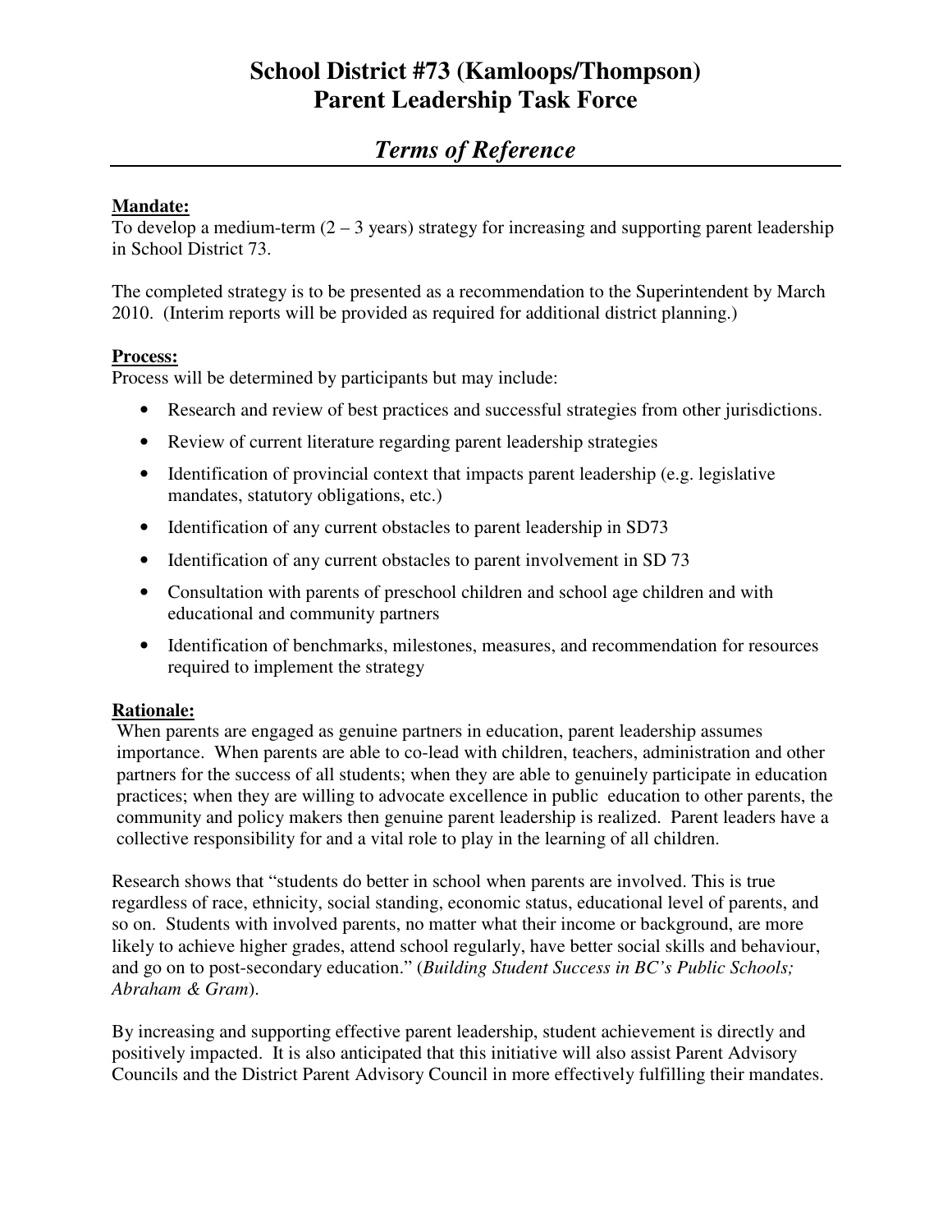# School District #73 (Kamloops/Thompson) Parent Leadership Task Force

## *Terms of Reference*

**Mandate:**

To develop a medium-term (2 – 3 years) strategy for increasing and supporting parent leadership in School District 73.

The completed strategy is to be presented as a recommendation to the Superintendent by March 2010. (Interim reports will be provided as required for additional district planning.)

**Process:**

Process will be determined by participants but may include:

- Research and review of best practices and successful strategies from other jurisdictions.
- Review of current literature regarding parent leadership strategies
- Identification of provincial context that impacts parent leadership (e.g. legislative mandates, statutory obligations, etc.)
- Identification of any current obstacles to parent leadership in SD73
- Identification of any current obstacles to parent involvement in SD 73
- Consultation with parents of preschool children and school age children and with educational and community partners
- Identification of benchmarks, milestones, measures, and recommendation for resources required to implement the strategy

**Rationale:**

When parents are engaged as genuine partners in education, parent leadership assumes importance. When parents are able to co-lead with children, teachers, administration and other partners for the success of all students; when they are able to genuinely participate in education practices; when they are willing to advocate excellence in public education to other parents, the community and policy makers then genuine parent leadership is realized. Parent leaders have a collective responsibility for and a vital role to play in the learning of all children.

Research shows that "students do better in school when parents are involved. This is true regardless of race, ethnicity, social standing, economic status, educational level of parents, and so on. Students with involved parents, no matter what their income or background, are more likely to achieve higher grades, attend school regularly, have better social skills and behaviour, and go on to post-secondary education." (*Building Student Success in BC's Public Schools; Abraham & Gram*).

By increasing and supporting effective parent leadership, student achievement is directly and positively impacted. It is also anticipated that this initiative will also assist Parent Advisory Councils and the District Parent Advisory Council in more effectively fulfilling their mandates.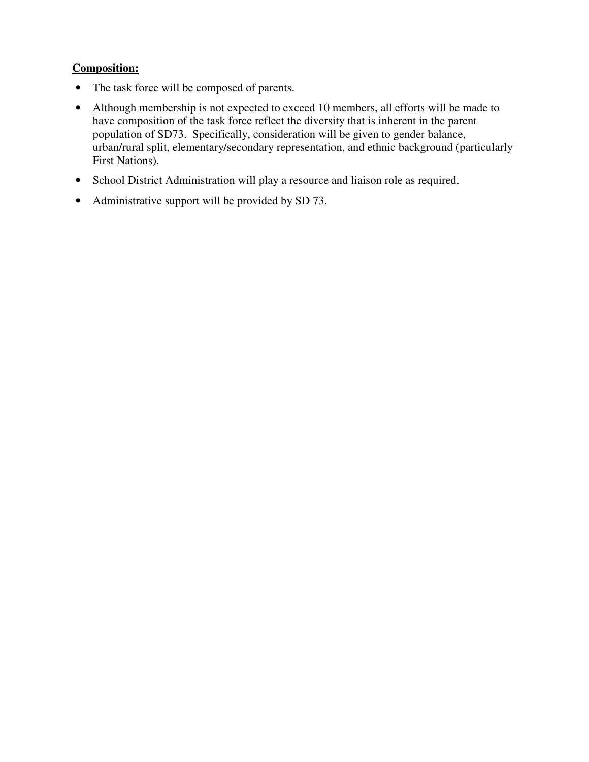**Composition:**

- The task force will be composed of parents.
- Although membership is not expected to exceed 10 members, all efforts will be made to have composition of the task force reflect the diversity that is inherent in the parent population of SD73. Specifically, consideration will be given to gender balance, urban/rural split, elementary/secondary representation, and ethnic background (particularly First Nations).
- School District Administration will play a resource and liaison role as required.
- Administrative support will be provided by SD 73.